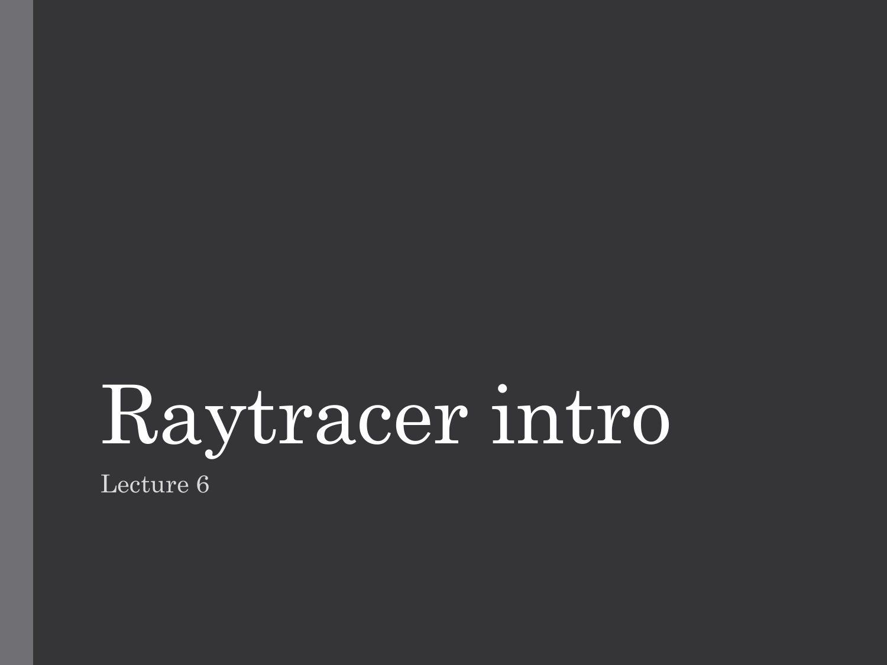# Raytracer intro

Lecture 6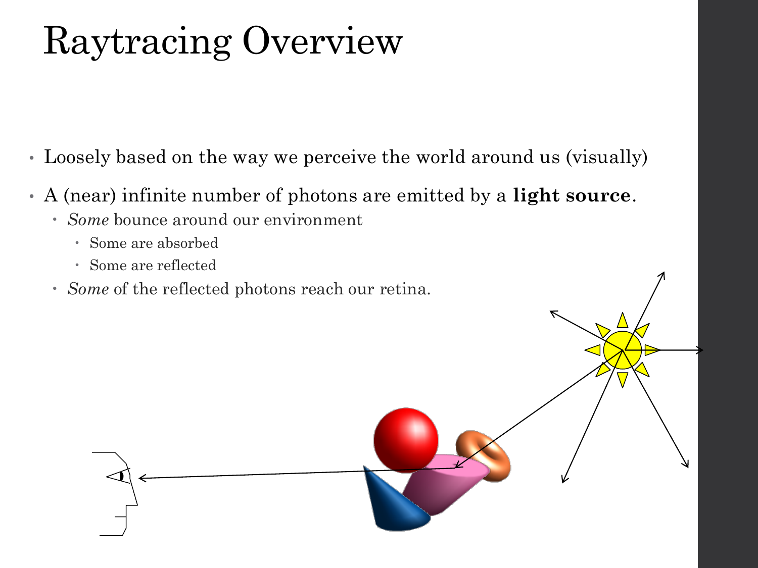# Raytracing Overview

- Loosely based on the way we perceive the world around us (visually)
- A (near) infinite number of photons are emitted by a **light source**.
  - *Some* bounce around our environment
    - Some are absorbed
    - Some are reflected
  - *Some* of the reflected photons reach our retina.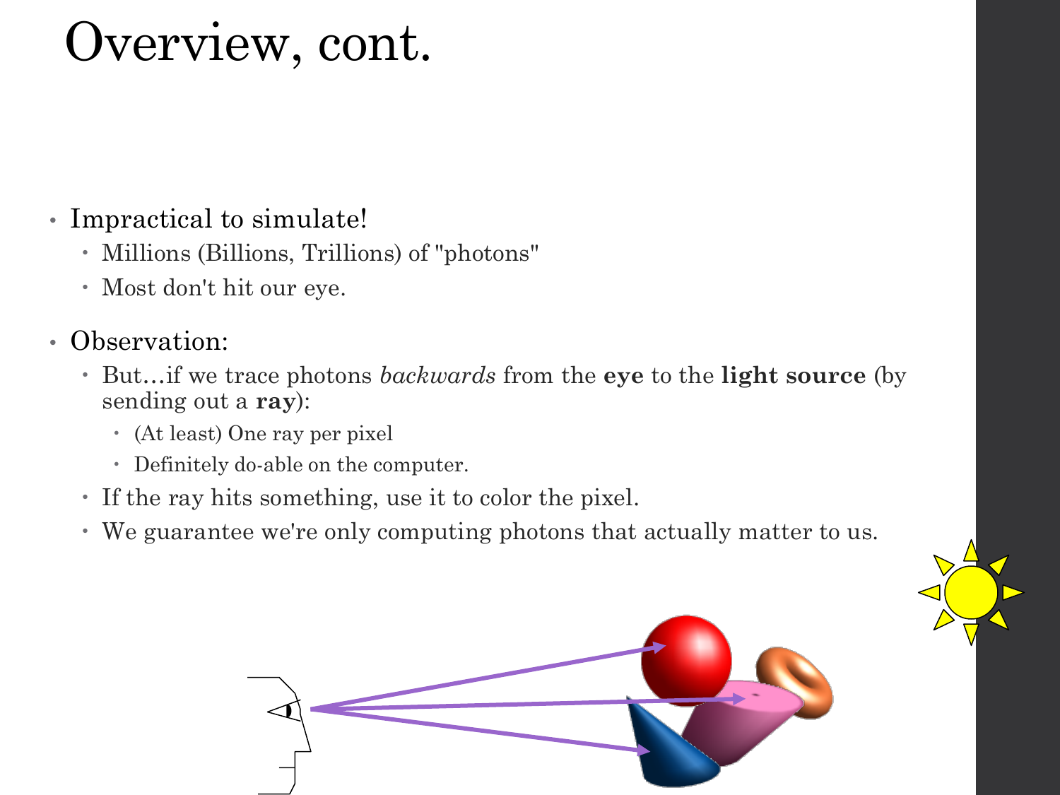# Overview, cont.

- Impractical to simulate!
  - Millions (Billions, Trillions) of "photons"
  - Most don't hit our eye.
- Observation:
  - But…if we trace photons *backwards* from the **eye** to the **light source** (by sending out a **ray**):
    - (At least) One ray per pixel
    - Definitely do-able on the computer.
  - If the ray hits something, use it to color the pixel.
  - We guarantee we're only computing photons that actually matter to us.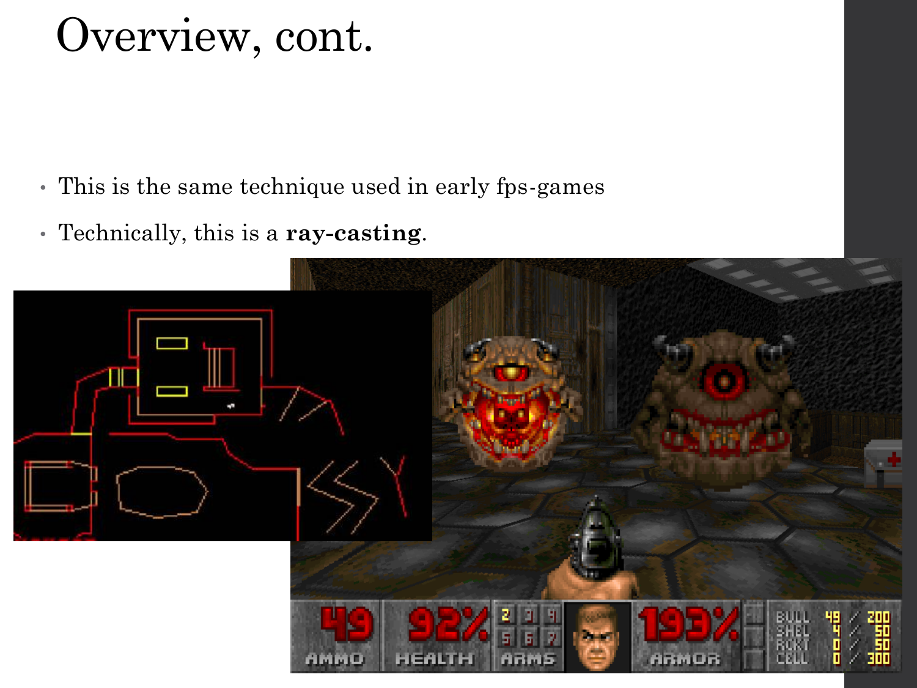# Overview, cont.

- This is the same technique used in early fps-games
- Technically, this is a **ray-casting**.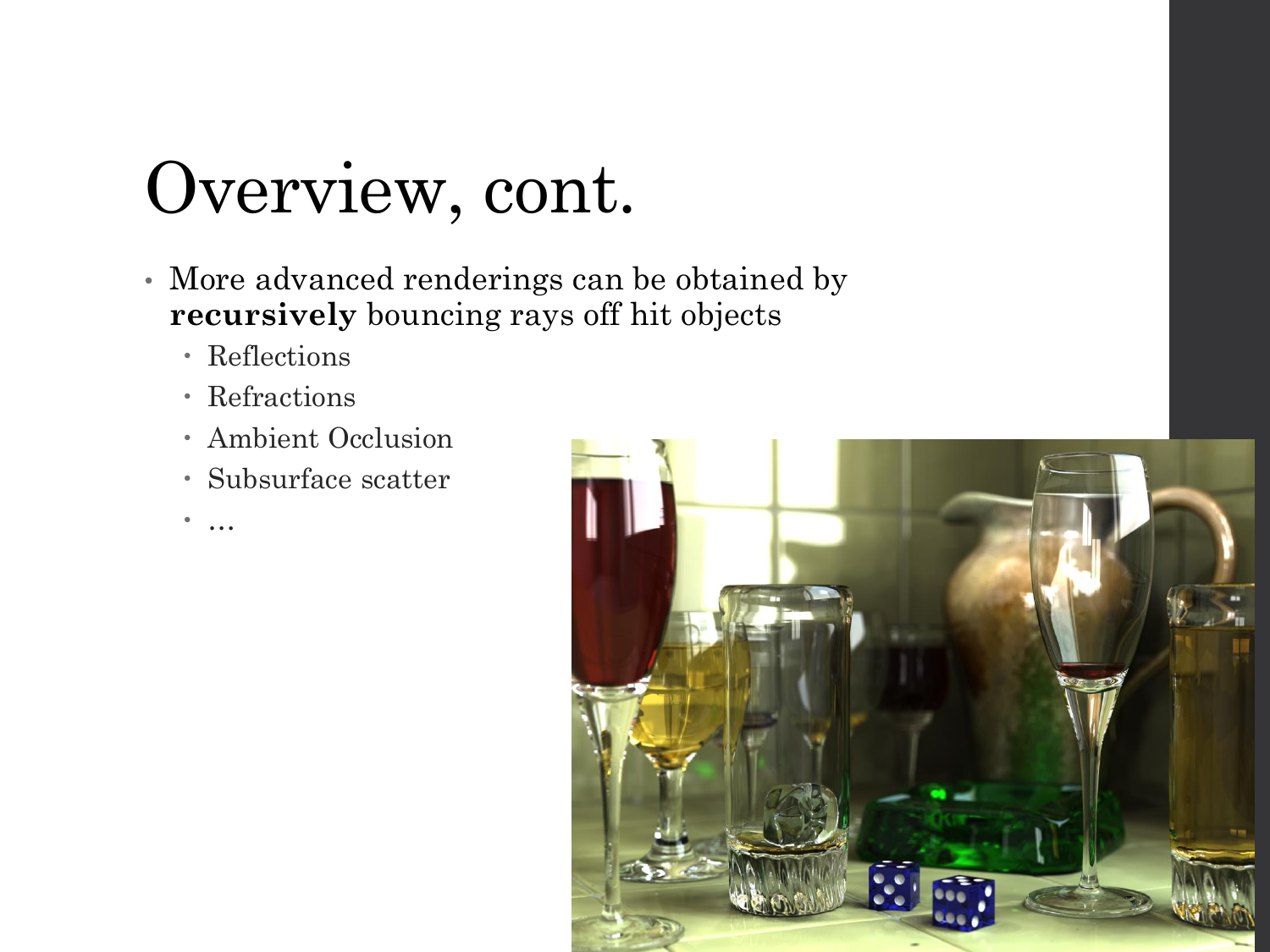# Overview, cont.

- More advanced renderings can be obtained by **recursively** bouncing rays off hit objects
  - Reflections
  - Refractions
  - Ambient Occlusion
  - Subsurface scatter
  - …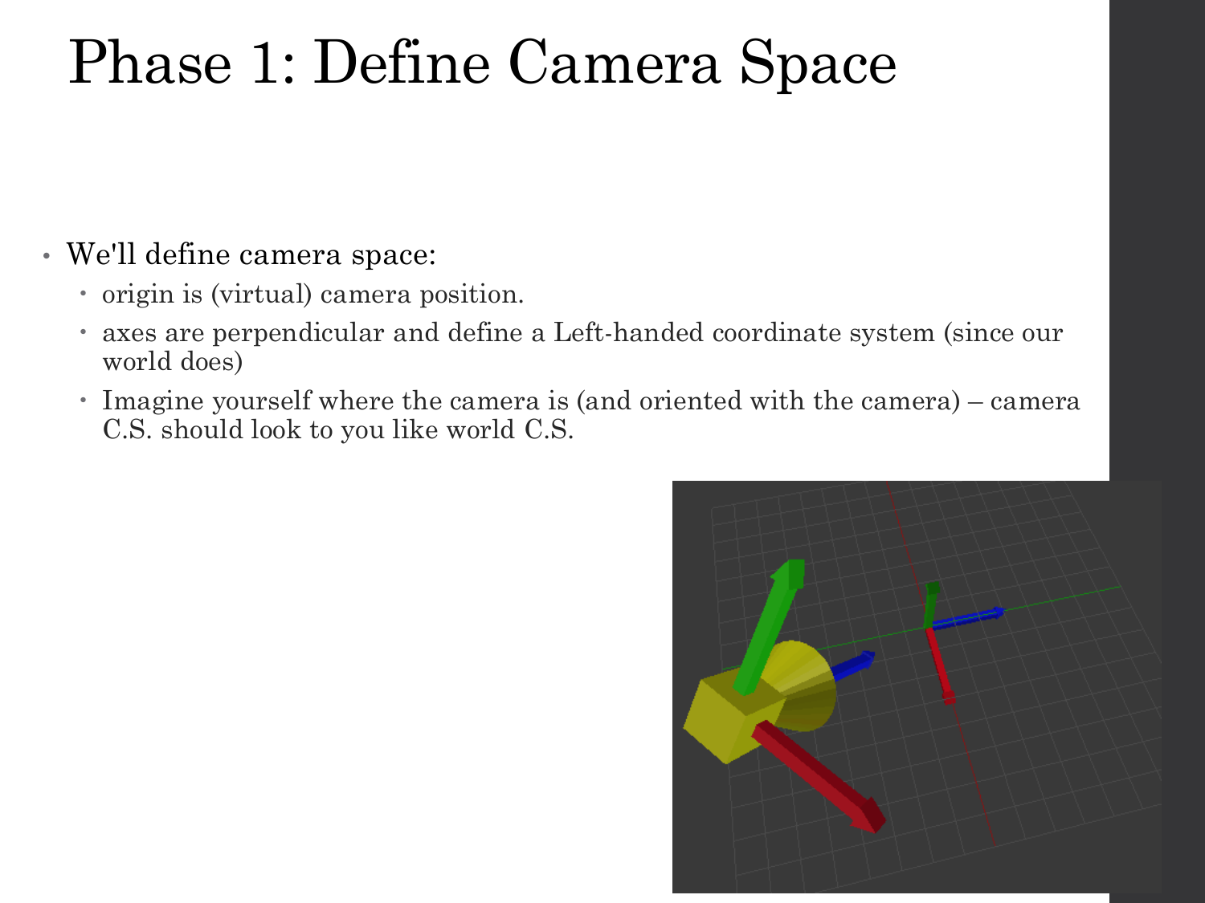# Phase 1: Define Camera Space

- We'll define camera space:
  - origin is (virtual) camera position.
  - axes are perpendicular and define a Left-handed coordinate system (since our world does)
  - Imagine yourself where the camera is (and oriented with the camera) – camera C.S. should look to you like world C.S.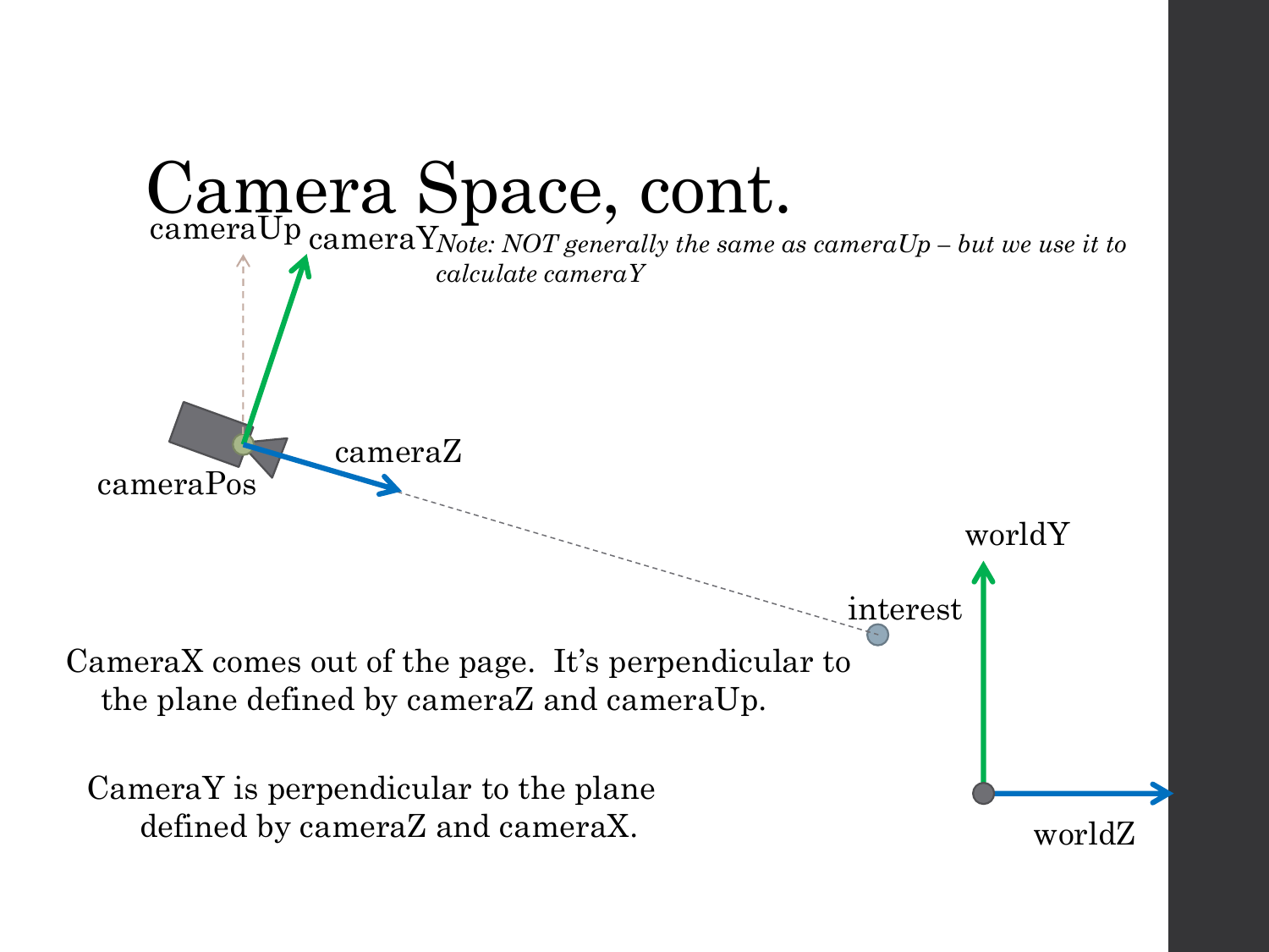# Camera Space, cont.

cameraUp

cameraY

*Note: NOT generally the same as cameraUp – but we use it to calculate cameraY*

cameraZ

cameraPos

worldY

interest

worldZ

CameraX comes out of the page. It's perpendicular to the plane defined by cameraZ and cameraUp.

CameraY is perpendicular to the plane defined by cameraZ and cameraX.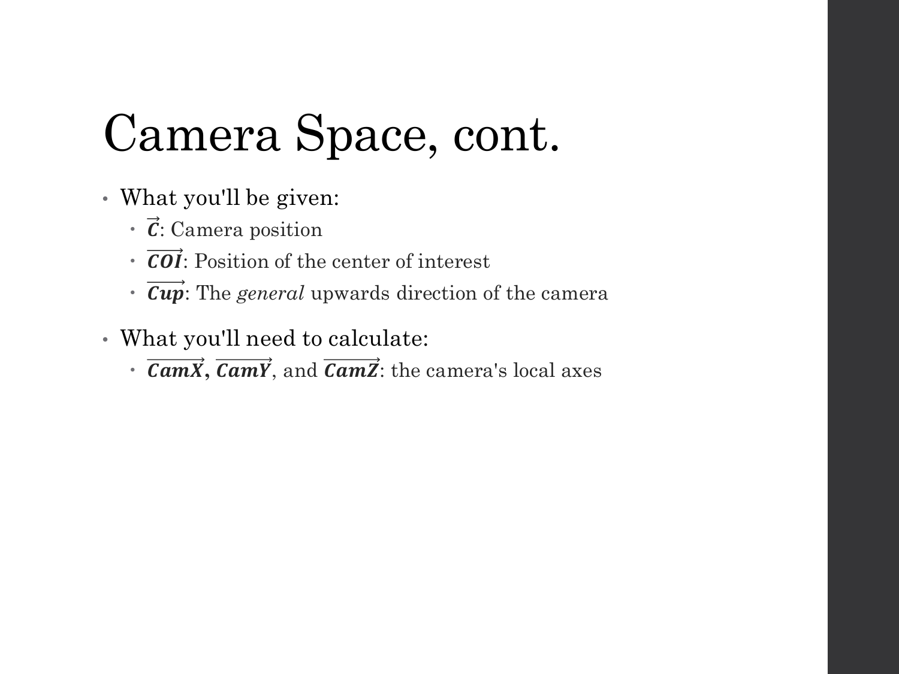# Camera Space, cont.

- What you'll be given:
  - $\vec{\boldsymbol{C}}$: Camera position
  - $\overrightarrow{\boldsymbol{COI}}$: Position of the center of interest
  - $\overrightarrow{\boldsymbol{Cup}}$: The *general* upwards direction of the camera
- What you'll need to calculate:
  - $\overrightarrow{\boldsymbol{CamX}}$, $\overrightarrow{\boldsymbol{CamY}}$, and $\overrightarrow{\boldsymbol{CamZ}}$: the camera's local axes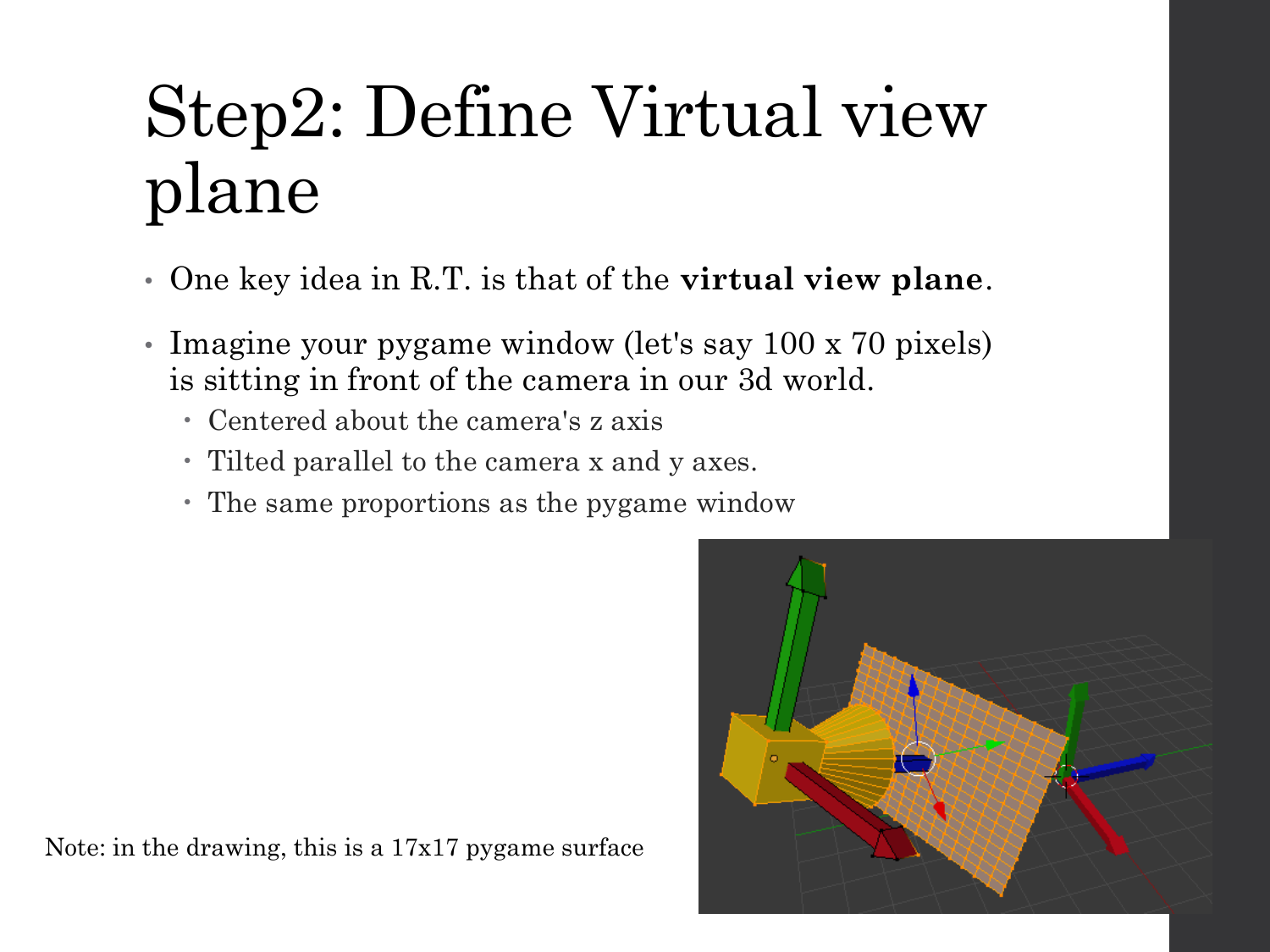# Step2: Define Virtual view plane

- One key idea in R.T. is that of the **virtual view plane**.
- Imagine your pygame window (let's say 100 x 70 pixels) is sitting in front of the camera in our 3d world.
  - Centered about the camera's z axis
  - Tilted parallel to the camera x and y axes.
  - The same proportions as the pygame window

Note: in the drawing, this is a 17x17 pygame surface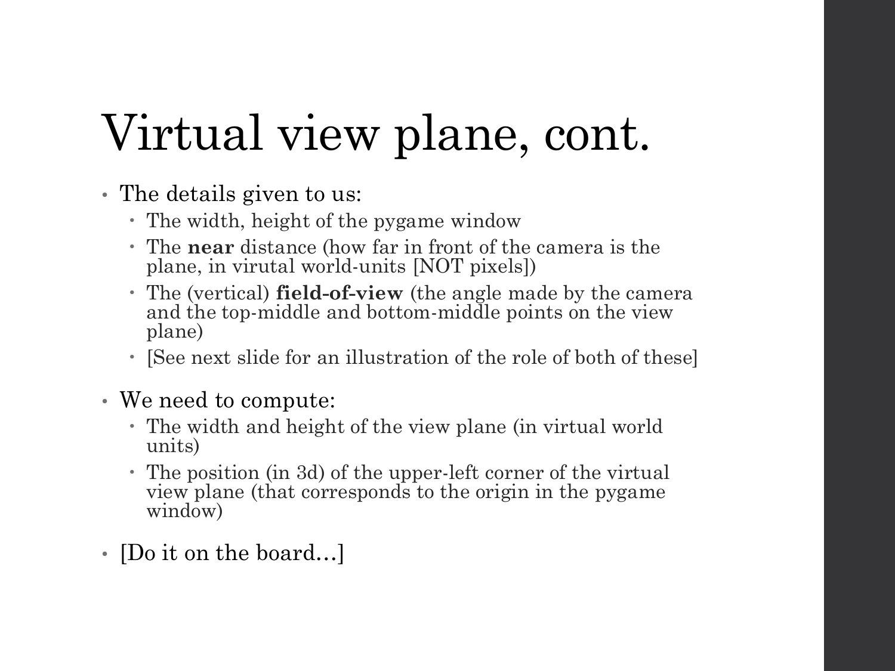# Virtual view plane, cont.

- The details given to us:
  - The width, height of the pygame window
  - The **near** distance (how far in front of the camera is the plane, in virutal world-units [NOT pixels])
  - The (vertical) **field-of-view** (the angle made by the camera and the top-middle and bottom-middle points on the view plane)
  - [See next slide for an illustration of the role of both of these]
- We need to compute:
  - The width and height of the view plane (in virtual world units)
  - The position (in 3d) of the upper-left corner of the virtual view plane (that corresponds to the origin in the pygame window)
- [Do it on the board…]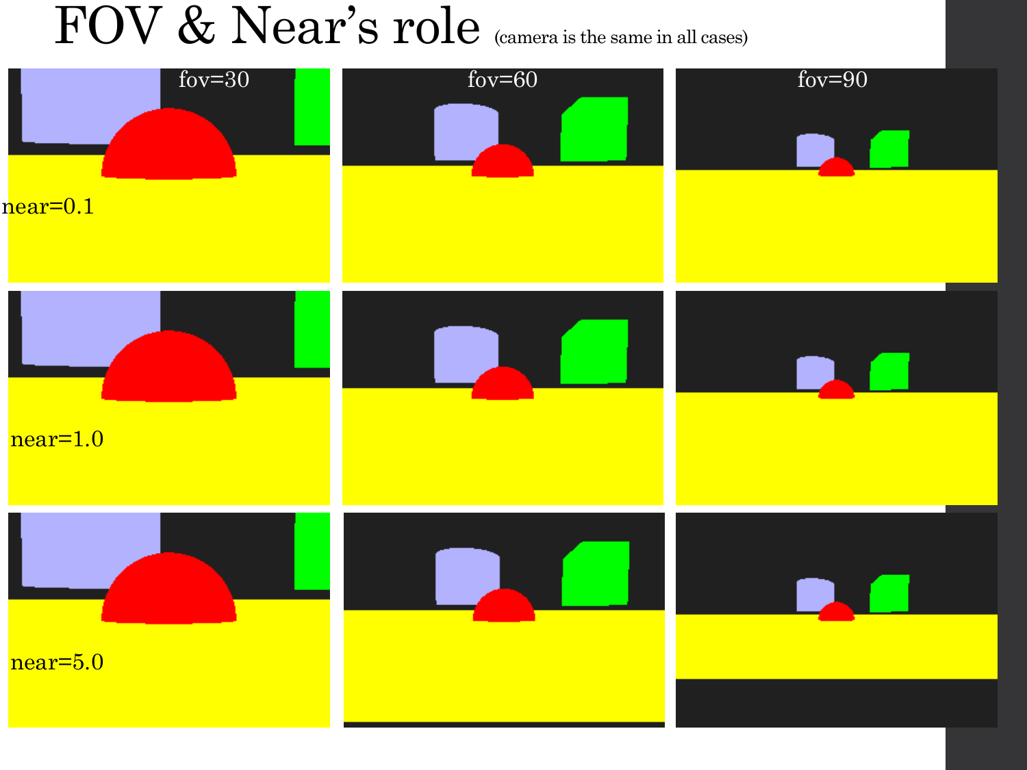# FOV & Near's role (camera is the same in all cases)

fov=30

fov=60

fov=90

near=0.1

near=1.0

near=5.0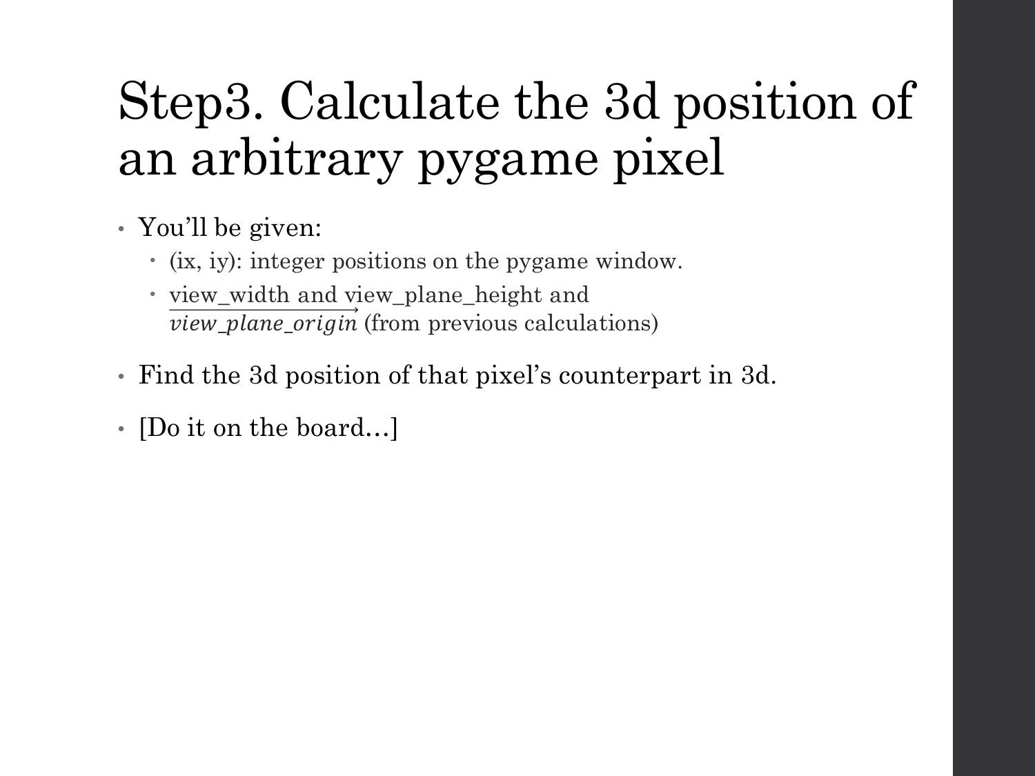# Step3. Calculate the 3d position of an arbitrary pygame pixel

- You'll be given:
  - (ix, iy): integer positions on the pygame window.
  - view_width and view_plane_height and $\overrightarrow{view\_plane\_origin}$ (from previous calculations)
- Find the 3d position of that pixel's counterpart in 3d.
- [Do it on the board…]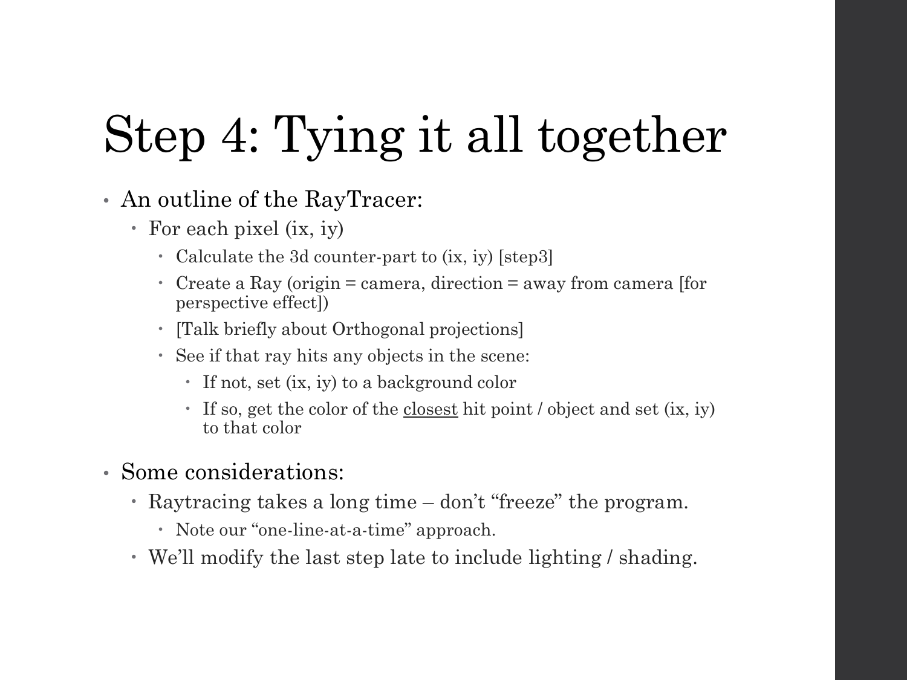# Step 4: Tying it all together

- An outline of the RayTracer:
  - For each pixel (ix, iy)
    - Calculate the 3d counter-part to (ix, iy) [step3]
    - Create a Ray (origin = camera, direction = away from camera [for perspective effect])
    - [Talk briefly about Orthogonal projections]
    - See if that ray hits any objects in the scene:
      - If not, set (ix, iy) to a background color
      - If so, get the color of the <u>closest</u> hit point / object and set (ix, iy) to that color
- Some considerations:
  - Raytracing takes a long time – don't "freeze" the program.
    - Note our "one-line-at-a-time" approach.
  - We'll modify the last step late to include lighting / shading.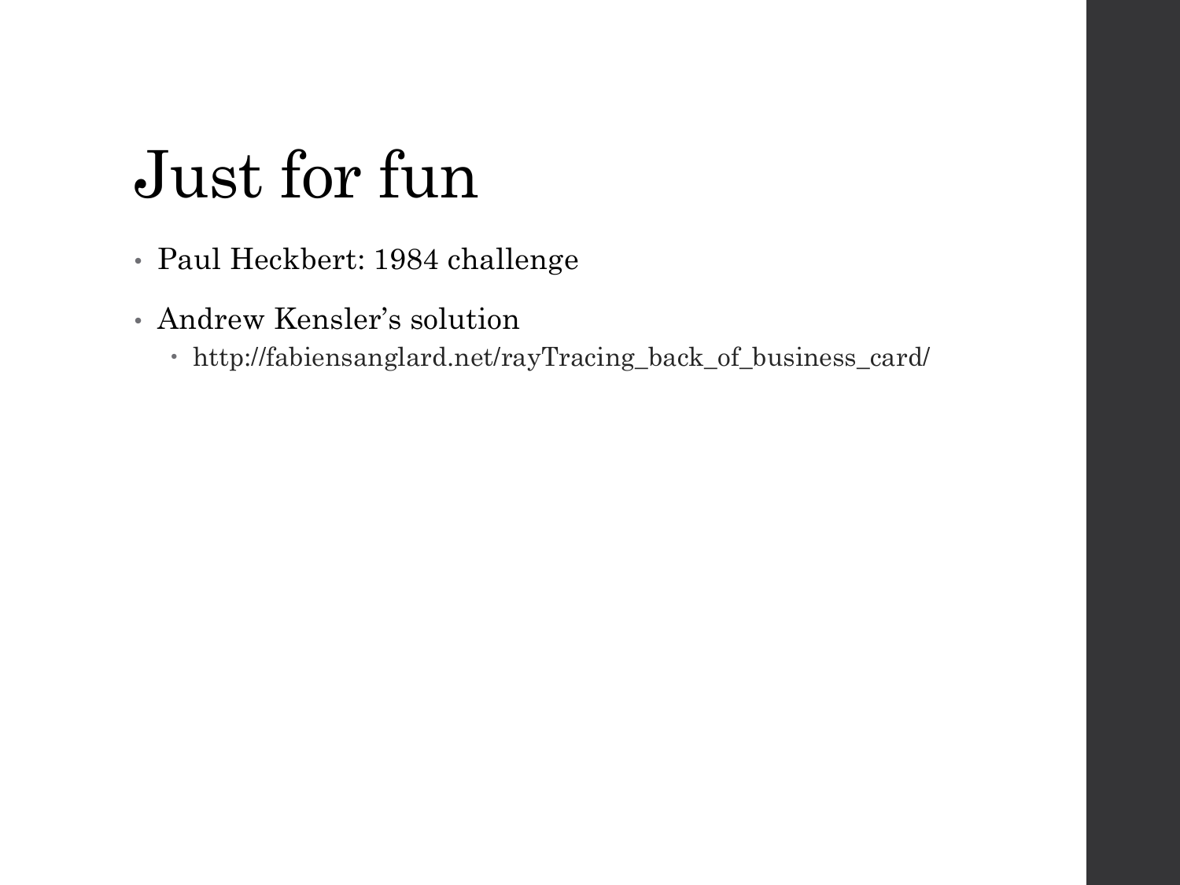# Just for fun

- Paul Heckbert: 1984 challenge
- Andrew Kensler's solution
  - http://fabiensanglard.net/rayTracing_back_of_business_card/